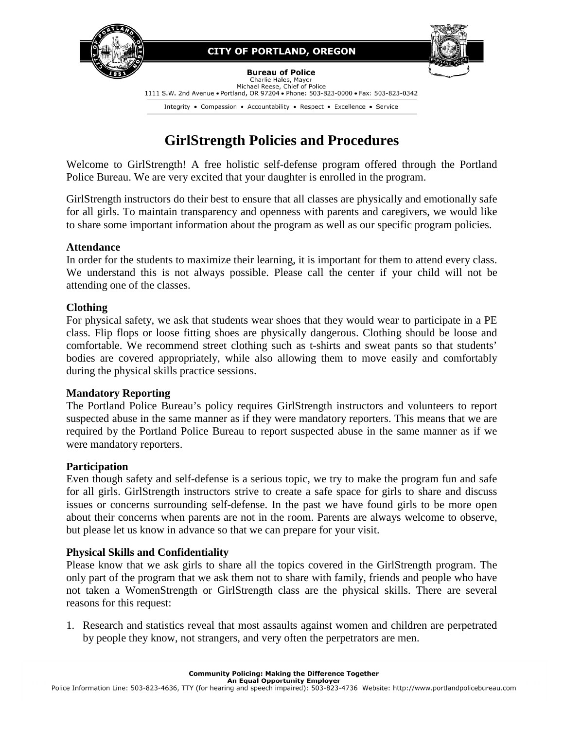CITY OF PORTLAND, OREGON

**Bureau of Police**
Charlie Hales, Mayor
Michael Reese, Chief of Police
1111 S.W. 2nd Avenue • Portland, OR 97204 • Phone: 503-823-0000 • Fax: 503-823-0342

Integrity • Compassion • Accountability • Respect • Excellence • Service

# GirlStrength Policies and Procedures

Welcome to GirlStrength! A free holistic self-defense program offered through the Portland Police Bureau. We are very excited that your daughter is enrolled in the program.

GirlStrength instructors do their best to ensure that all classes are physically and emotionally safe for all girls. To maintain transparency and openness with parents and caregivers, we would like to share some important information about the program as well as our specific program policies.

### Attendance

In order for the students to maximize their learning, it is important for them to attend every class. We understand this is not always possible. Please call the center if your child will not be attending one of the classes.

### Clothing

For physical safety, we ask that students wear shoes that they would wear to participate in a PE class. Flip flops or loose fitting shoes are physically dangerous. Clothing should be loose and comfortable. We recommend street clothing such as t-shirts and sweat pants so that students' bodies are covered appropriately, while also allowing them to move easily and comfortably during the physical skills practice sessions.

### Mandatory Reporting

The Portland Police Bureau's policy requires GirlStrength instructors and volunteers to report suspected abuse in the same manner as if they were mandatory reporters. This means that we are required by the Portland Police Bureau to report suspected abuse in the same manner as if we were mandatory reporters.

### Participation

Even though safety and self-defense is a serious topic, we try to make the program fun and safe for all girls. GirlStrength instructors strive to create a safe space for girls to share and discuss issues or concerns surrounding self-defense. In the past we have found girls to be more open about their concerns when parents are not in the room. Parents are always welcome to observe, but please let us know in advance so that we can prepare for your visit.

### Physical Skills and Confidentiality

Please know that we ask girls to share all the topics covered in the GirlStrength program. The only part of the program that we ask them not to share with family, friends and people who have not taken a WomenStrength or GirlStrength class are the physical skills. There are several reasons for this request:

1. Research and statistics reveal that most assaults against women and children are perpetrated by people they know, not strangers, and very often the perpetrators are men.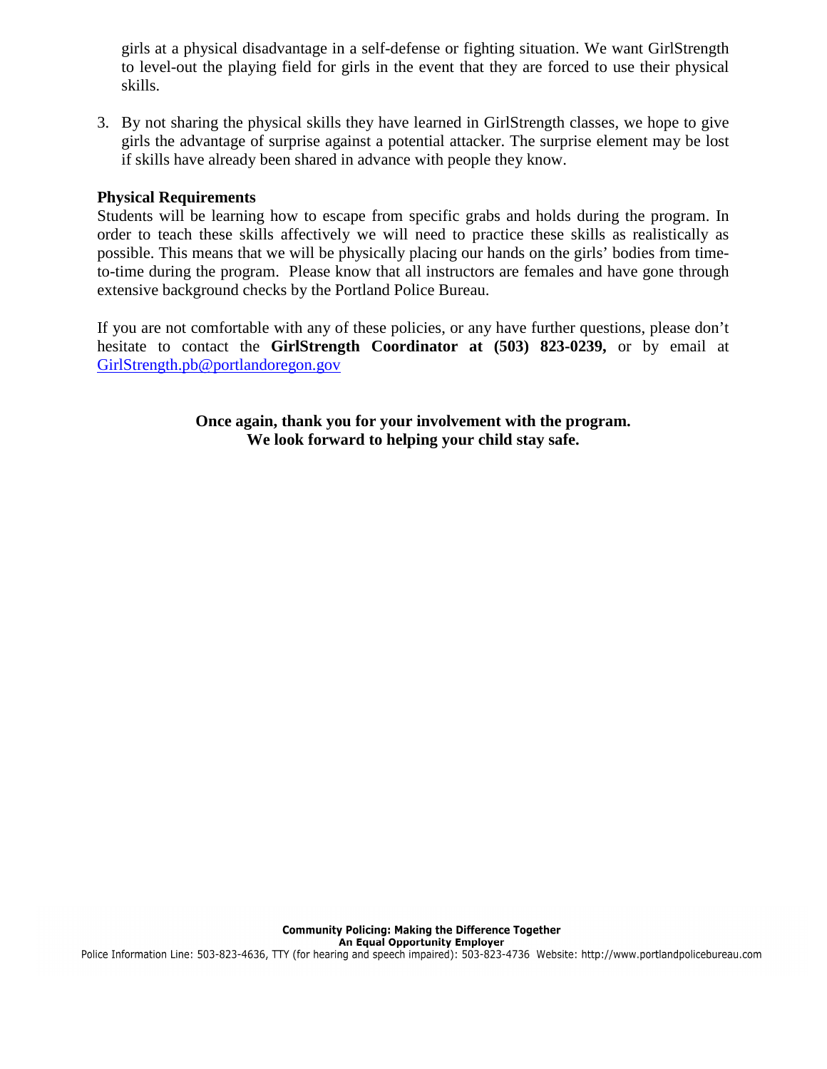girls at a physical disadvantage in a self-defense or fighting situation. We want GirlStrength to level-out the playing field for girls in the event that they are forced to use their physical skills.

3. By not sharing the physical skills they have learned in GirlStrength classes, we hope to give girls the advantage of surprise against a potential attacker. The surprise element may be lost if skills have already been shared in advance with people they know.

**Physical Requirements**

Students will be learning how to escape from specific grabs and holds during the program. In order to teach these skills affectively we will need to practice these skills as realistically as possible. This means that we will be physically placing our hands on the girls' bodies from time-to-time during the program. Please know that all instructors are females and have gone through extensive background checks by the Portland Police Bureau.

If you are not comfortable with any of these policies, or any have further questions, please don't hesitate to contact the **GirlStrength Coordinator at (503) 823-0239,** or by email at [GirlStrength.pb@portlandoregon.gov](mailto:GirlStrength.pb@portlandoregon.gov)

**Once again, thank you for your involvement with the program.**
**We look forward to helping your child stay safe.**